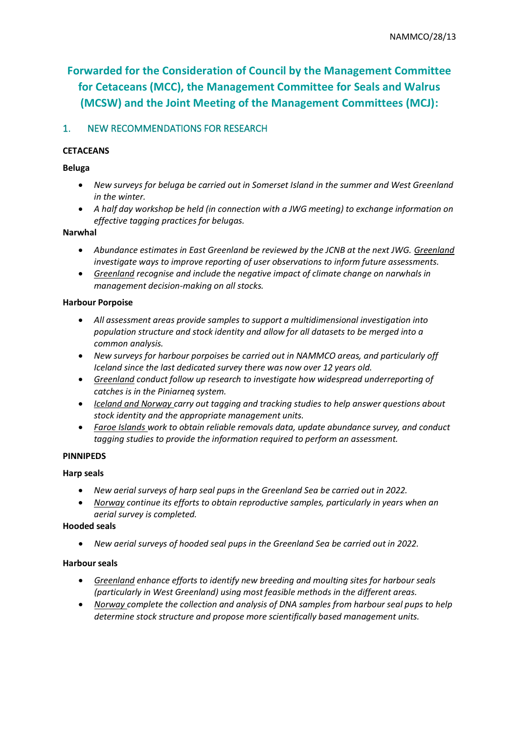# Forwarded for the Consideration of Council by the Management Committee for Cetaceans (MCC), the Management Committee for Seals and Walrus (MCSW) and the Joint Meeting of the Management Committees (MCJ):

## 1. NEW RECOMMENDATIONS FOR RESEARCH

### CETACEANS

**Beluga**

- *New surveys for beluga be carried out in Somerset Island in the summer and West Greenland in the winter.*
- *A half day workshop be held (in connection with a JWG meeting) to exchange information on effective tagging practices for belugas.*

**Narwhal**

- *Abundance estimates in East Greenland be reviewed by the JCNB at the next JWG. Greenland investigate ways to improve reporting of user observations to inform future assessments.*
- *Greenland recognise and include the negative impact of climate change on narwhals in management decision-making on all stocks.*

**Harbour Porpoise**

- *All assessment areas provide samples to support a multidimensional investigation into population structure and stock identity and allow for all datasets to be merged into a common analysis.*
- *New surveys for harbour porpoises be carried out in NAMMCO areas, and particularly off Iceland since the last dedicated survey there was now over 12 years old.*
- *Greenland conduct follow up research to investigate how widespread underreporting of catches is in the Piniarneq system.*
- *Iceland and Norway carry out tagging and tracking studies to help answer questions about stock identity and the appropriate management units.*
- *Faroe Islands work to obtain reliable removals data, update abundance survey, and conduct tagging studies to provide the information required to perform an assessment.*

### PINNIPEDS

**Harp seals**

- *New aerial surveys of harp seal pups in the Greenland Sea be carried out in 2022.*
- *Norway continue its efforts to obtain reproductive samples, particularly in years when an aerial survey is completed.*

**Hooded seals**

- *New aerial surveys of hooded seal pups in the Greenland Sea be carried out in 2022.*

**Harbour seals**

- *Greenland enhance efforts to identify new breeding and moulting sites for harbour seals (particularly in West Greenland) using most feasible methods in the different areas.*
- *Norway complete the collection and analysis of DNA samples from harbour seal pups to help determine stock structure and propose more scientifically based management units.*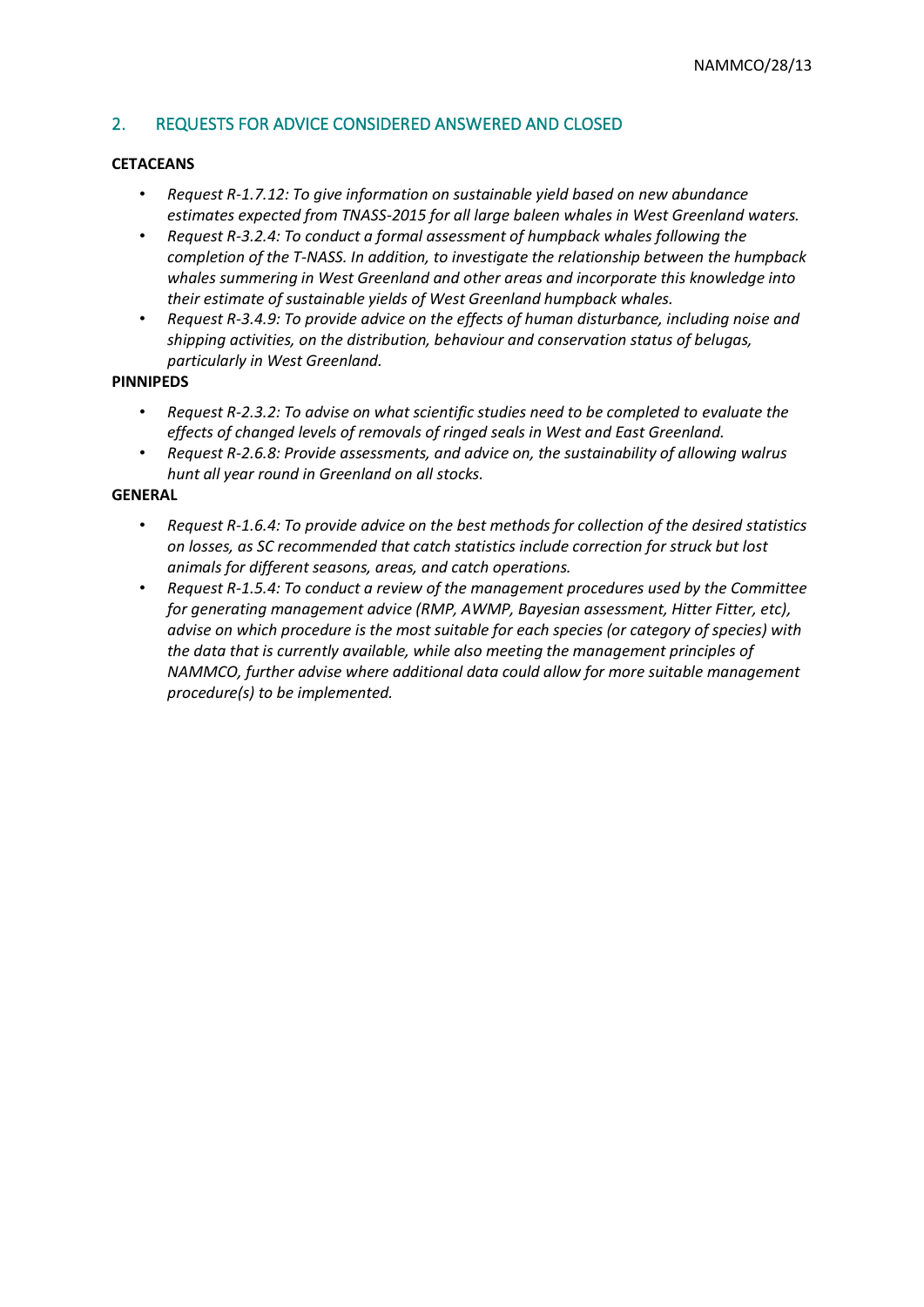## 2. REQUESTS FOR ADVICE CONSIDERED ANSWERED AND CLOSED

**CETACEANS**

- *Request R-1.7.12: To give information on sustainable yield based on new abundance estimates expected from TNASS-2015 for all large baleen whales in West Greenland waters.*
- *Request R-3.2.4: To conduct a formal assessment of humpback whales following the completion of the T-NASS. In addition, to investigate the relationship between the humpback whales summering in West Greenland and other areas and incorporate this knowledge into their estimate of sustainable yields of West Greenland humpback whales.*
- *Request R-3.4.9: To provide advice on the effects of human disturbance, including noise and shipping activities, on the distribution, behaviour and conservation status of belugas, particularly in West Greenland.*

**PINNIPEDS**

- *Request R-2.3.2: To advise on what scientific studies need to be completed to evaluate the effects of changed levels of removals of ringed seals in West and East Greenland.*
- *Request R-2.6.8: Provide assessments, and advice on, the sustainability of allowing walrus hunt all year round in Greenland on all stocks.*

**GENERAL**

- *Request R-1.6.4: To provide advice on the best methods for collection of the desired statistics on losses, as SC recommended that catch statistics include correction for struck but lost animals for different seasons, areas, and catch operations.*
- *Request R-1.5.4: To conduct a review of the management procedures used by the Committee for generating management advice (RMP, AWMP, Bayesian assessment, Hitter Fitter, etc), advise on which procedure is the most suitable for each species (or category of species) with the data that is currently available, while also meeting the management principles of NAMMCO, further advise where additional data could allow for more suitable management procedure(s) to be implemented.*